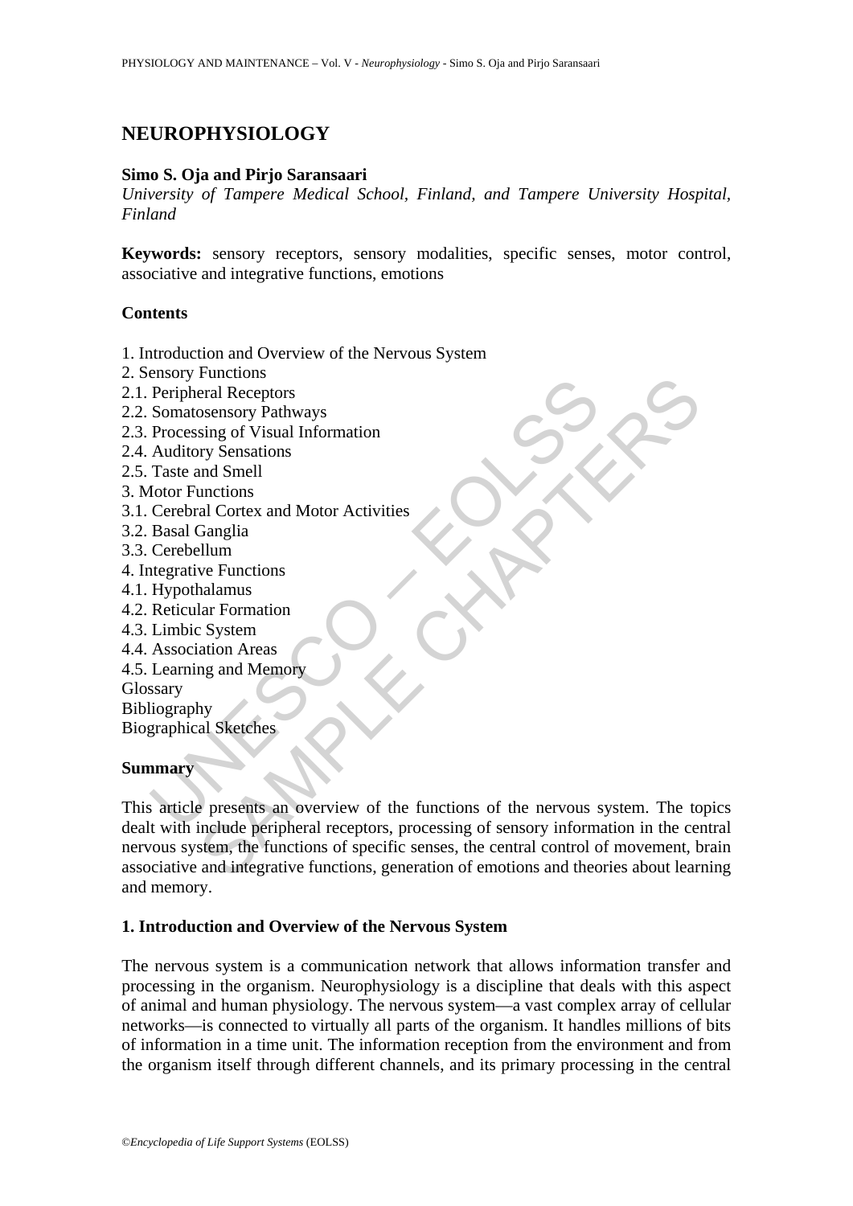# NEUROPHYSIOLOGY

**Simo S. Oja and Pirjo Saransaari**

*University of Tampere Medical School, Finland, and Tampere University Hospital, Finland*

**Keywords:** sensory receptors, sensory modalities, specific senses, motor control, associative and integrative functions, emotions

**Contents**

1. Introduction and Overview of the Nervous System
2. Sensory Functions
2.1. Peripheral Receptors
2.2. Somatosensory Pathways
2.3. Processing of Visual Information
2.4. Auditory Sensations
2.5. Taste and Smell
3. Motor Functions
3.1. Cerebral Cortex and Motor Activities
3.2. Basal Ganglia
3.3. Cerebellum
4. Integrative Functions
4.1. Hypothalamus
4.2. Reticular Formation
4.3. Limbic System
4.4. Association Areas
4.5. Learning and Memory

Glossary
Bibliography
Biographical Sketches

**Summary**

This article presents an overview of the functions of the nervous system. The topics dealt with include peripheral receptors, processing of sensory information in the central nervous system, the functions of specific senses, the central control of movement, brain associative and integrative functions, generation of emotions and theories about learning and memory.

## 1. Introduction and Overview of the Nervous System

The nervous system is a communication network that allows information transfer and processing in the organism. Neurophysiology is a discipline that deals with this aspect of animal and human physiology. The nervous system—a vast complex array of cellular networks—is connected to virtually all parts of the organism. It handles millions of bits of information in a time unit. The information reception from the environment and from the organism itself through different channels, and its primary processing in the central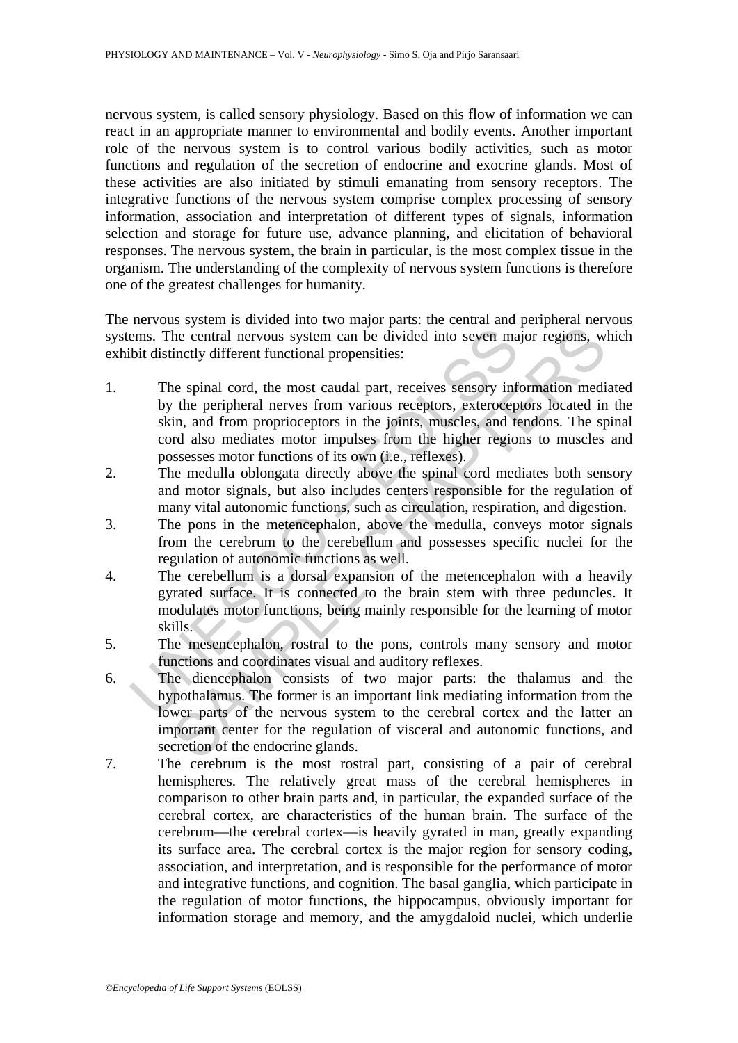nervous system, is called sensory physiology. Based on this flow of information we can react in an appropriate manner to environmental and bodily events. Another important role of the nervous system is to control various bodily activities, such as motor functions and regulation of the secretion of endocrine and exocrine glands. Most of these activities are also initiated by stimuli emanating from sensory receptors. The integrative functions of the nervous system comprise complex processing of sensory information, association and interpretation of different types of signals, information selection and storage for future use, advance planning, and elicitation of behavioral responses. The nervous system, the brain in particular, is the most complex tissue in the organism. The understanding of the complexity of nervous system functions is therefore one of the greatest challenges for humanity.

The nervous system is divided into two major parts: the central and peripheral nervous systems. The central nervous system can be divided into seven major regions, which exhibit distinctly different functional propensities:

1. The spinal cord, the most caudal part, receives sensory information mediated by the peripheral nerves from various receptors, exteroceptors located in the skin, and from proprioceptors in the joints, muscles, and tendons. The spinal cord also mediates motor impulses from the higher regions to muscles and possesses motor functions of its own (i.e., reflexes).
2. The medulla oblongata directly above the spinal cord mediates both sensory and motor signals, but also includes centers responsible for the regulation of many vital autonomic functions, such as circulation, respiration, and digestion.
3. The pons in the metencephalon, above the medulla, conveys motor signals from the cerebrum to the cerebellum and possesses specific nuclei for the regulation of autonomic functions as well.
4. The cerebellum is a dorsal expansion of the metencephalon with a heavily gyrated surface. It is connected to the brain stem with three peduncles. It modulates motor functions, being mainly responsible for the learning of motor skills.
5. The mesencephalon, rostral to the pons, controls many sensory and motor functions and coordinates visual and auditory reflexes.
6. The diencephalon consists of two major parts: the thalamus and the hypothalamus. The former is an important link mediating information from the lower parts of the nervous system to the cerebral cortex and the latter an important center for the regulation of visceral and autonomic functions, and secretion of the endocrine glands.
7. The cerebrum is the most rostral part, consisting of a pair of cerebral hemispheres. The relatively great mass of the cerebral hemispheres in comparison to other brain parts and, in particular, the expanded surface of the cerebral cortex, are characteristics of the human brain. The surface of the cerebrum—the cerebral cortex—is heavily gyrated in man, greatly expanding its surface area. The cerebral cortex is the major region for sensory coding, association, and interpretation, and is responsible for the performance of motor and integrative functions, and cognition. The basal ganglia, which participate in the regulation of motor functions, the hippocampus, obviously important for information storage and memory, and the amygdaloid nuclei, which underlie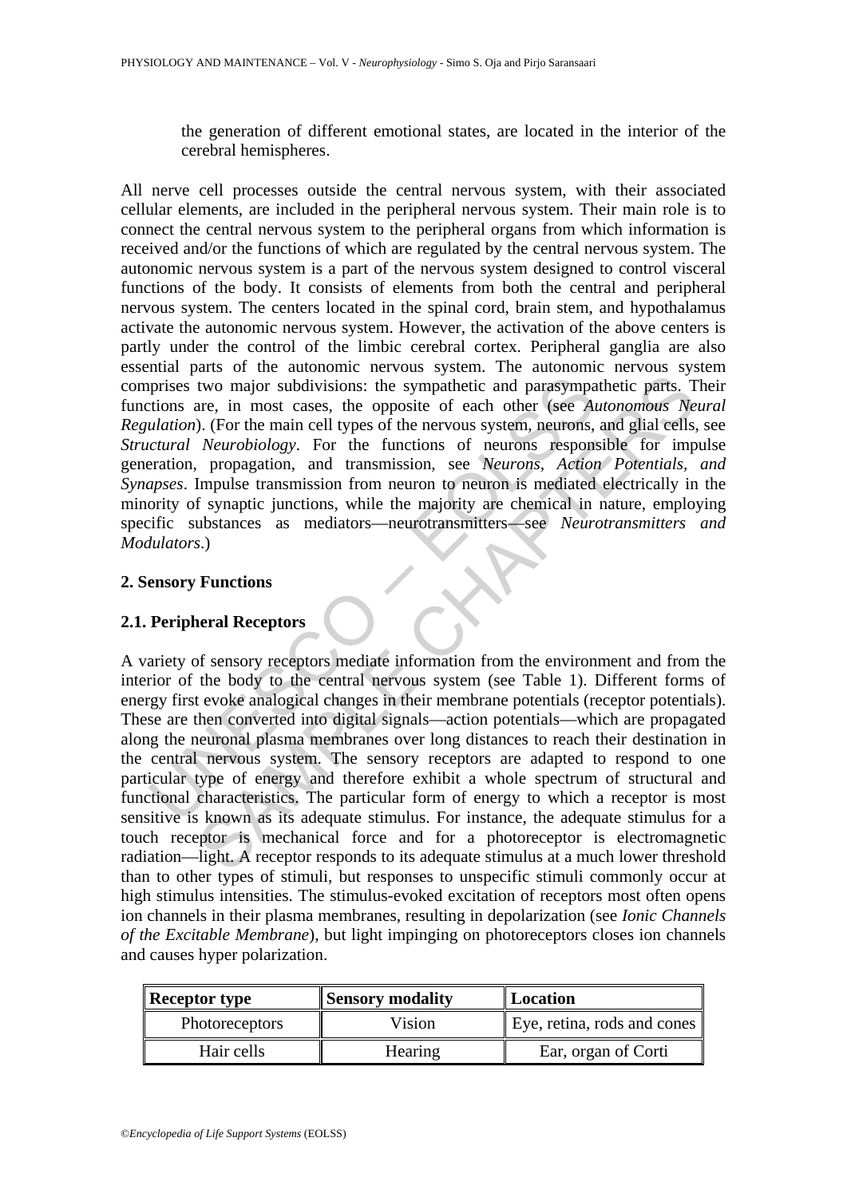the generation of different emotional states, are located in the interior of the cerebral hemispheres.

All nerve cell processes outside the central nervous system, with their associated cellular elements, are included in the peripheral nervous system. Their main role is to connect the central nervous system to the peripheral organs from which information is received and/or the functions of which are regulated by the central nervous system. The autonomic nervous system is a part of the nervous system designed to control visceral functions of the body. It consists of elements from both the central and peripheral nervous system. The centers located in the spinal cord, brain stem, and hypothalamus activate the autonomic nervous system. However, the activation of the above centers is partly under the control of the limbic cerebral cortex. Peripheral ganglia are also essential parts of the autonomic nervous system. The autonomic nervous system comprises two major subdivisions: the sympathetic and parasympathetic parts. Their functions are, in most cases, the opposite of each other (see *Autonomous Neural Regulation*). (For the main cell types of the nervous system, neurons, and glial cells, see *Structural Neurobiology*. For the functions of neurons responsible for impulse generation, propagation, and transmission, see *Neurons, Action Potentials, and Synapses*. Impulse transmission from neuron to neuron is mediated electrically in the minority of synaptic junctions, while the majority are chemical in nature, employing specific substances as mediators—neurotransmitters—see *Neurotransmitters and Modulators*.)

## 2. Sensory Functions

### 2.1. Peripheral Receptors

A variety of sensory receptors mediate information from the environment and from the interior of the body to the central nervous system (see Table 1). Different forms of energy first evoke analogical changes in their membrane potentials (receptor potentials). These are then converted into digital signals—action potentials—which are propagated along the neuronal plasma membranes over long distances to reach their destination in the central nervous system. The sensory receptors are adapted to respond to one particular type of energy and therefore exhibit a whole spectrum of structural and functional characteristics. The particular form of energy to which a receptor is most sensitive is known as its adequate stimulus. For instance, the adequate stimulus for a touch receptor is mechanical force and for a photoreceptor is electromagnetic radiation—light. A receptor responds to its adequate stimulus at a much lower threshold than to other types of stimuli, but responses to unspecific stimuli commonly occur at high stimulus intensities. The stimulus-evoked excitation of receptors most often opens ion channels in their plasma membranes, resulting in depolarization (see *Ionic Channels of the Excitable Membrane*), but light impinging on photoreceptors closes ion channels and causes hyper polarization.

| Receptor type | Sensory modality | Location |
|---|---|---|
| Photoreceptors | Vision | Eye, retina, rods and cones |
| Hair cells | Hearing | Ear, organ of Corti |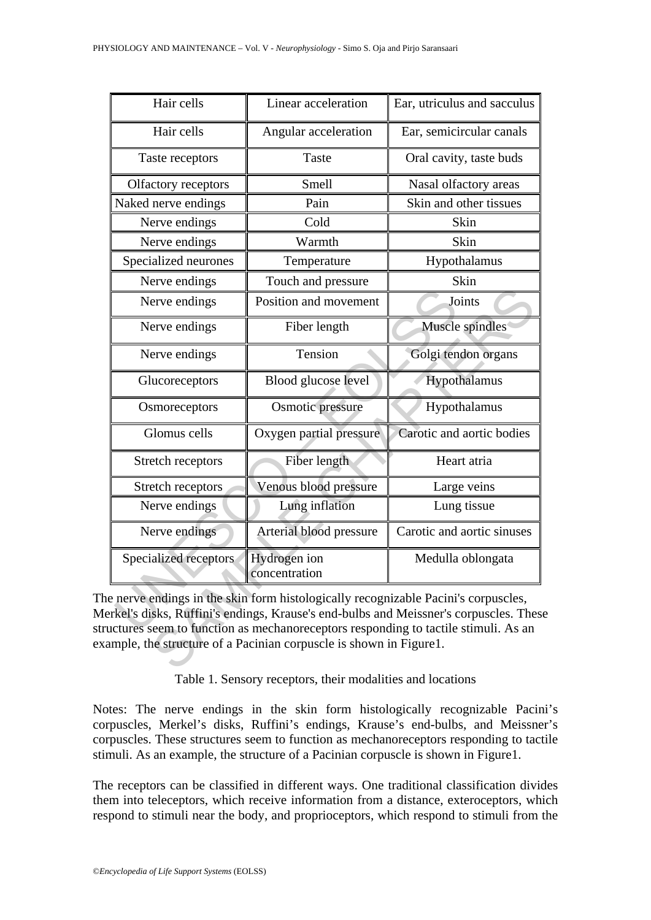| Hair cells | Linear acceleration | Ear, utriculus and sacculus |
|---|---|---|
| Hair cells | Angular acceleration | Ear, semicircular canals |
| Taste receptors | Taste | Oral cavity, taste buds |
| Olfactory receptors | Smell | Nasal olfactory areas |
| Naked nerve endings | Pain | Skin and other tissues |
| Nerve endings | Cold | Skin |
| Nerve endings | Warmth | Skin |
| Specialized neurones | Temperature | Hypothalamus |
| Nerve endings | Touch and pressure | Skin |
| Nerve endings | Position and movement | Joints |
| Nerve endings | Fiber length | Muscle spindles |
| Nerve endings | Tension | Golgi tendon organs |
| Glucoreceptors | Blood glucose level | Hypothalamus |
| Osmoreceptors | Osmotic pressure | Hypothalamus |
| Glomus cells | Oxygen partial pressure | Carotic and aortic bodies |
| Stretch receptors | Fiber length | Heart atria |
| Stretch receptors | Venous blood pressure | Large veins |
| Nerve endings | Lung inflation | Lung tissue |
| Nerve endings | Arterial blood pressure | Carotic and aortic sinuses |
| Specialized receptors | Hydrogen ion concentration | Medulla oblongata |

The nerve endings in the skin form histologically recognizable Pacini's corpuscles, Merkel's disks, Ruffini's endings, Krause's end-bulbs and Meissner's corpuscles. These structures seem to function as mechanoreceptors responding to tactile stimuli. As an example, the structure of a Pacinian corpuscle is shown in Figure1.

Table 1. Sensory receptors, their modalities and locations

Notes: The nerve endings in the skin form histologically recognizable Pacini's corpuscles, Merkel's disks, Ruffini's endings, Krause's end-bulbs, and Meissner's corpuscles. These structures seem to function as mechanoreceptors responding to tactile stimuli. As an example, the structure of a Pacinian corpuscle is shown in Figure1.

The receptors can be classified in different ways. One traditional classification divides them into teleceptors, which receive information from a distance, exteroceptors, which respond to stimuli near the body, and proprioceptors, which respond to stimuli from the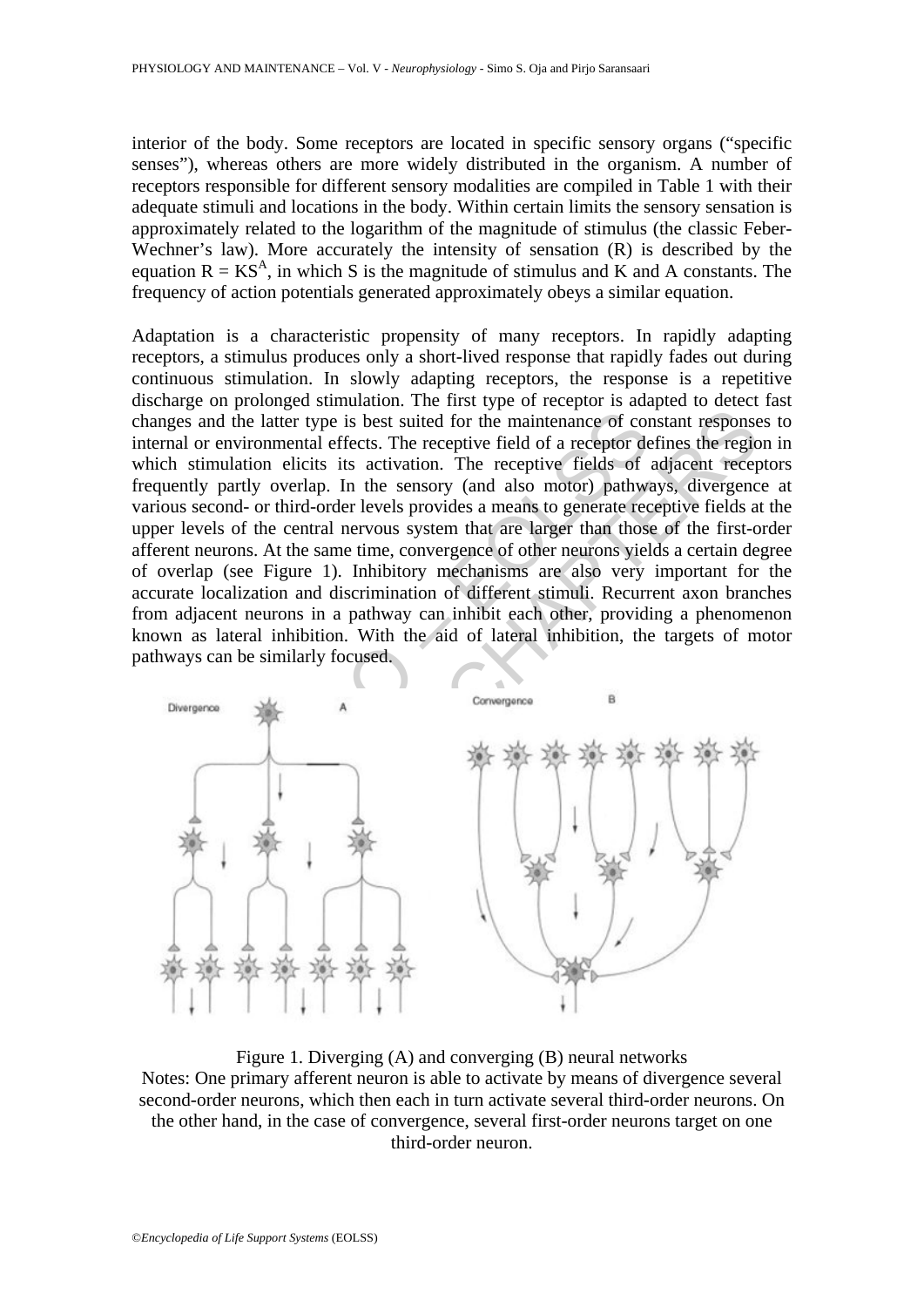interior of the body. Some receptors are located in specific sensory organs ("specific senses"), whereas others are more widely distributed in the organism. A number of receptors responsible for different sensory modalities are compiled in Table 1 with their adequate stimuli and locations in the body. Within certain limits the sensory sensation is approximately related to the logarithm of the magnitude of stimulus (the classic Feber-Wechner's law). More accurately the intensity of sensation (R) is described by the equation $R = KS^A$, in which S is the magnitude of stimulus and K and A constants. The frequency of action potentials generated approximately obeys a similar equation.

Adaptation is a characteristic propensity of many receptors. In rapidly adapting receptors, a stimulus produces only a short-lived response that rapidly fades out during continuous stimulation. In slowly adapting receptors, the response is a repetitive discharge on prolonged stimulation. The first type of receptor is adapted to detect fast changes and the latter type is best suited for the maintenance of constant responses to internal or environmental effects. The receptive field of a receptor defines the region in which stimulation elicits its activation. The receptive fields of adjacent receptors frequently partly overlap. In the sensory (and also motor) pathways, divergence at various second- or third-order levels provides a means to generate receptive fields at the upper levels of the central nervous system that are larger than those of the first-order afferent neurons. At the same time, convergence of other neurons yields a certain degree of overlap (see Figure 1). Inhibitory mechanisms are also very important for the accurate localization and discrimination of different stimuli. Recurrent axon branches from adjacent neurons in a pathway can inhibit each other, providing a phenomenon known as lateral inhibition. With the aid of lateral inhibition, the targets of motor pathways can be similarly focused.

Figure 1. Diverging (A) and converging (B) neural networks
Notes: One primary afferent neuron is able to activate by means of divergence several second-order neurons, which then each in turn activate several third-order neurons. On the other hand, in the case of convergence, several first-order neurons target on one third-order neuron.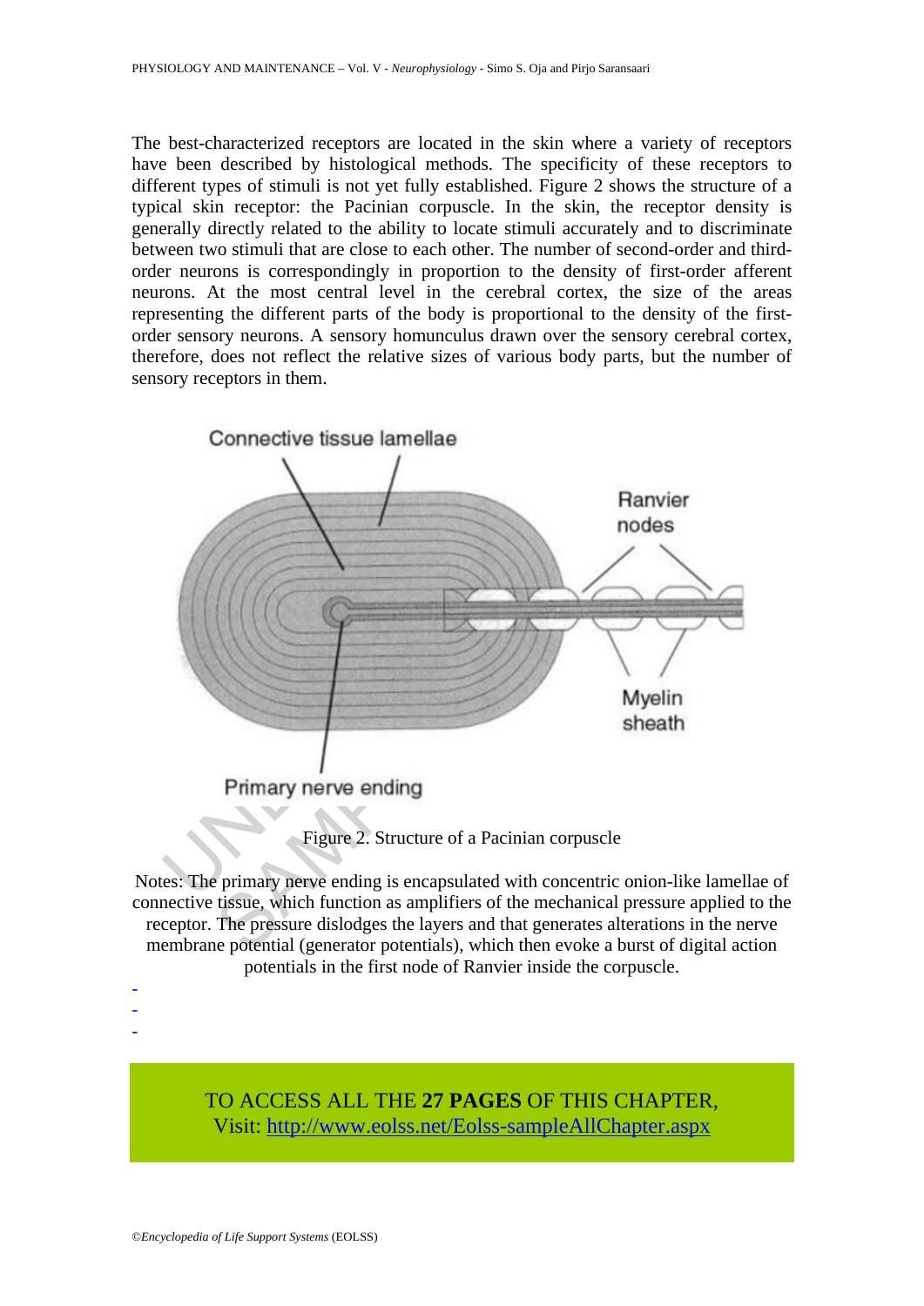The best-characterized receptors are located in the skin where a variety of receptors have been described by histological methods. The specificity of these receptors to different types of stimuli is not yet fully established. Figure 2 shows the structure of a typical skin receptor: the Pacinian corpuscle. In the skin, the receptor density is generally directly related to the ability to locate stimuli accurately and to discriminate between two stimuli that are close to each other. The number of second-order and third-order neurons is correspondingly in proportion to the density of first-order afferent neurons. At the most central level in the cerebral cortex, the size of the areas representing the different parts of the body is proportional to the density of the first-order sensory neurons. A sensory homunculus drawn over the sensory cerebral cortex, therefore, does not reflect the relative sizes of various body parts, but the number of sensory receptors in them.

Connective tissue lamellae

Ranvier nodes

Myelin sheath

Primary nerve ending

Figure 2. Structure of a Pacinian corpuscle

Notes: The primary nerve ending is encapsulated with concentric onion-like lamellae of connective tissue, which function as amplifiers of the mechanical pressure applied to the receptor. The pressure dislodges the layers and that generates alterations in the nerve membrane potential (generator potentials), which then evoke a burst of digital action potentials in the first node of Ranvier inside the corpuscle.

-
-
-

TO ACCESS ALL THE **27 PAGES** OF THIS CHAPTER,
Visit: http://www.eolss.net/Eolss-sampleAllChapter.aspx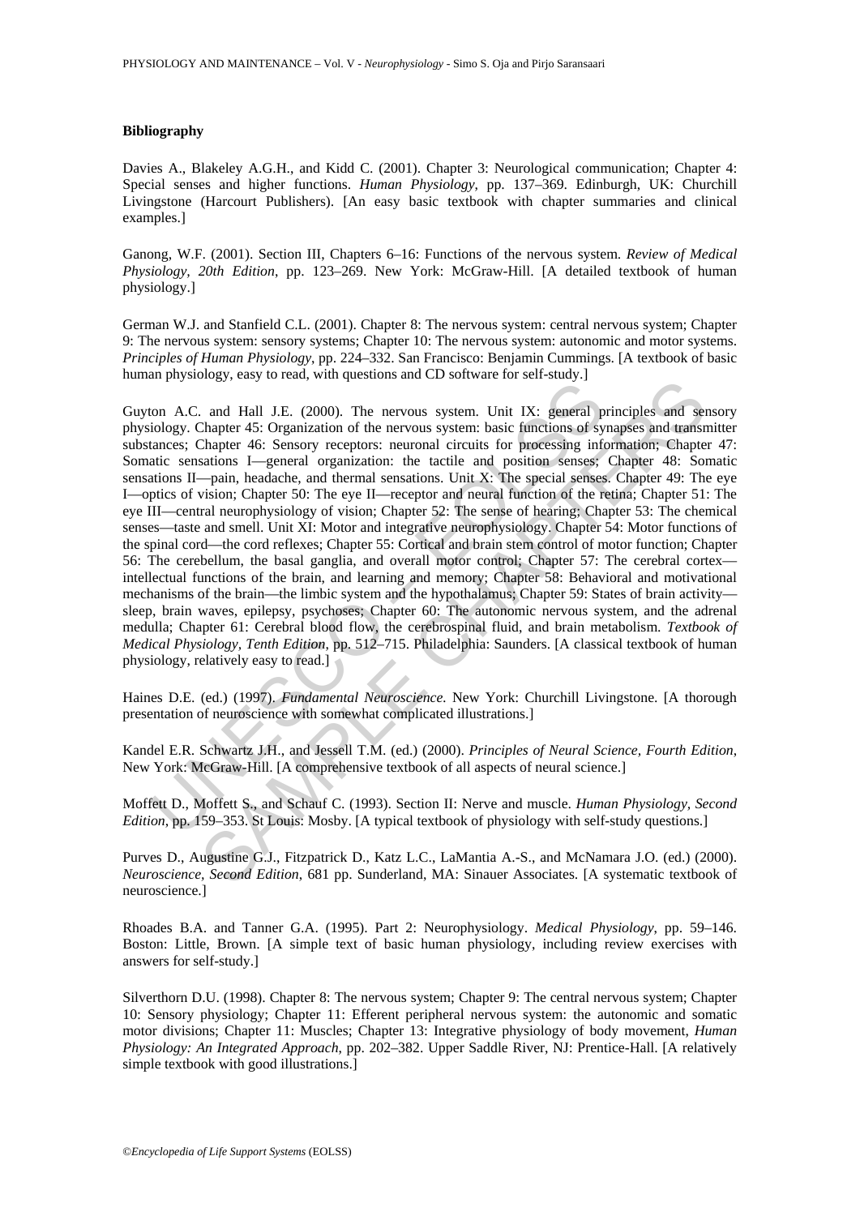**Bibliography**

Davies A., Blakeley A.G.H., and Kidd C. (2001). Chapter 3: Neurological communication; Chapter 4: Special senses and higher functions. *Human Physiology*, pp. 137–369. Edinburgh, UK: Churchill Livingstone (Harcourt Publishers). [An easy basic textbook with chapter summaries and clinical examples.]

Ganong, W.F. (2001). Section III, Chapters 6–16: Functions of the nervous system. *Review of Medical Physiology, 20th Edition*, pp. 123–269. New York: McGraw-Hill. [A detailed textbook of human physiology.]

German W.J. and Stanfield C.L. (2001). Chapter 8: The nervous system: central nervous system; Chapter 9: The nervous system: sensory systems; Chapter 10: The nervous system: autonomic and motor systems. *Principles of Human Physiology*, pp. 224–332. San Francisco: Benjamin Cummings. [A textbook of basic human physiology, easy to read, with questions and CD software for self-study.]

Guyton A.C. and Hall J.E. (2000). The nervous system. Unit IX: general principles and sensory physiology. Chapter 45: Organization of the nervous system: basic functions of synapses and transmitter substances; Chapter 46: Sensory receptors: neuronal circuits for processing information; Chapter 47: Somatic sensations I—general organization: the tactile and position senses; Chapter 48: Somatic sensations II—pain, headache, and thermal sensations. Unit X: The special senses. Chapter 49: The eye I—optics of vision; Chapter 50: The eye II—receptor and neural function of the retina; Chapter 51: The eye III—central neurophysiology of vision; Chapter 52: The sense of hearing; Chapter 53: The chemical senses—taste and smell. Unit XI: Motor and integrative neurophysiology. Chapter 54: Motor functions of the spinal cord—the cord reflexes; Chapter 55: Cortical and brain stem control of motor function; Chapter 56: The cerebellum, the basal ganglia, and overall motor control; Chapter 57: The cerebral cortex—intellectual functions of the brain, and learning and memory; Chapter 58: Behavioral and motivational mechanisms of the brain—the limbic system and the hypothalamus; Chapter 59: States of brain activity—sleep, brain waves, epilepsy, psychoses; Chapter 60: The autonomic nervous system, and the adrenal medulla; Chapter 61: Cerebral blood flow, the cerebrospinal fluid, and brain metabolism. *Textbook of Medical Physiology, Tenth Edition*, pp. 512–715. Philadelphia: Saunders. [A classical textbook of human physiology, relatively easy to read.]

Haines D.E. (ed.) (1997). *Fundamental Neuroscience.* New York: Churchill Livingstone. [A thorough presentation of neuroscience with somewhat complicated illustrations.]

Kandel E.R. Schwartz J.H., and Jessell T.M. (ed.) (2000). *Principles of Neural Science, Fourth Edition*, New York: McGraw-Hill. [A comprehensive textbook of all aspects of neural science.]

Moffett D., Moffett S., and Schauf C. (1993). Section II: Nerve and muscle. *Human Physiology, Second Edition*, pp. 159–353. St Louis: Mosby. [A typical textbook of physiology with self-study questions.]

Purves D., Augustine G.J., Fitzpatrick D., Katz L.C., LaMantia A.-S., and McNamara J.O. (ed.) (2000). *Neuroscience, Second Edition*, 681 pp. Sunderland, MA: Sinauer Associates. [A systematic textbook of neuroscience.]

Rhoades B.A. and Tanner G.A. (1995). Part 2: Neurophysiology. *Medical Physiology*, pp. 59–146. Boston: Little, Brown. [A simple text of basic human physiology, including review exercises with answers for self-study.]

Silverthorn D.U. (1998). Chapter 8: The nervous system; Chapter 9: The central nervous system; Chapter 10: Sensory physiology; Chapter 11: Efferent peripheral nervous system: the autonomic and somatic motor divisions; Chapter 11: Muscles; Chapter 13: Integrative physiology of body movement, *Human Physiology: An Integrated Approach*, pp. 202–382. Upper Saddle River, NJ: Prentice-Hall. [A relatively simple textbook with good illustrations.]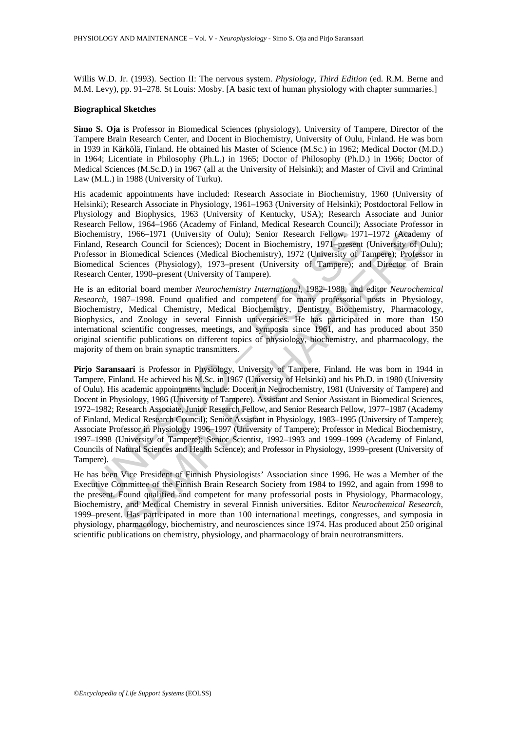Willis W.D. Jr. (1993). Section II: The nervous system. *Physiology, Third Edition* (ed. R.M. Berne and M.M. Levy), pp. 91–278. St Louis: Mosby. [A basic text of human physiology with chapter summaries.]

**Biographical Sketches**

**Simo S. Oja** is Professor in Biomedical Sciences (physiology), University of Tampere, Director of the Tampere Brain Research Center, and Docent in Biochemistry, University of Oulu, Finland. He was born in 1939 in Kärkölä, Finland. He obtained his Master of Science (M.Sc.) in 1962; Medical Doctor (M.D.) in 1964; Licentiate in Philosophy (Ph.L.) in 1965; Doctor of Philosophy (Ph.D.) in 1966; Doctor of Medical Sciences (M.Sc.D.) in 1967 (all at the University of Helsinki); and Master of Civil and Criminal Law (M.L.) in 1988 (University of Turku).

His academic appointments have included: Research Associate in Biochemistry, 1960 (University of Helsinki); Research Associate in Physiology, 1961–1963 (University of Helsinki); Postdoctoral Fellow in Physiology and Biophysics, 1963 (University of Kentucky, USA); Research Associate and Junior Research Fellow, 1964–1966 (Academy of Finland, Medical Research Council); Associate Professor in Biochemistry, 1966–1971 (University of Oulu); Senior Research Fellow, 1971–1972 (Academy of Finland, Research Council for Sciences); Docent in Biochemistry, 1971–present (University of Oulu); Professor in Biomedical Sciences (Medical Biochemistry), 1972 (University of Tampere); Professor in Biomedical Sciences (Physiology), 1973–present (University of Tampere); and Director of Brain Research Center, 1990–present (University of Tampere).

He is an editorial board member *Neurochemistry International*, 1982–1988, and editor *Neurochemical Research*, 1987–1998. Found qualified and competent for many professorial posts in Physiology, Biochemistry, Medical Chemistry, Medical Biochemistry, Dentistry Biochemistry, Pharmacology, Biophysics, and Zoology in several Finnish universities. He has participated in more than 150 international scientific congresses, meetings, and symposia since 1961, and has produced about 350 original scientific publications on different topics of physiology, biochemistry, and pharmacology, the majority of them on brain synaptic transmitters.

**Pirjo Saransaari** is Professor in Physiology, University of Tampere, Finland. He was born in 1944 in Tampere, Finland. He achieved his M.Sc. in 1967 (University of Helsinki) and his Ph.D. in 1980 (University of Oulu). His academic appointments include: Docent in Neurochemistry, 1981 (University of Tampere) and Docent in Physiology, 1986 (University of Tampere). Assistant and Senior Assistant in Biomedical Sciences, 1972–1982; Research Associate, Junior Research Fellow, and Senior Research Fellow, 1977–1987 (Academy of Finland, Medical Research Council); Senior Assistant in Physiology, 1983–1995 (University of Tampere); Associate Professor in Physiology 1996–1997 (University of Tampere); Professor in Medical Biochemistry, 1997–1998 (University of Tampere); Senior Scientist, 1992–1993 and 1999–1999 (Academy of Finland, Councils of Natural Sciences and Health Science); and Professor in Physiology, 1999–present (University of Tampere).

He has been Vice President of Finnish Physiologists' Association since 1996. He was a Member of the Executive Committee of the Finnish Brain Research Society from 1984 to 1992, and again from 1998 to the present. Found qualified and competent for many professorial posts in Physiology, Pharmacology, Biochemistry, and Medical Chemistry in several Finnish universities. Editor *Neurochemical Research*, 1999–present. Has participated in more than 100 international meetings, congresses, and symposia in physiology, pharmacology, biochemistry, and neurosciences since 1974. Has produced about 250 original scientific publications on chemistry, physiology, and pharmacology of brain neurotransmitters.